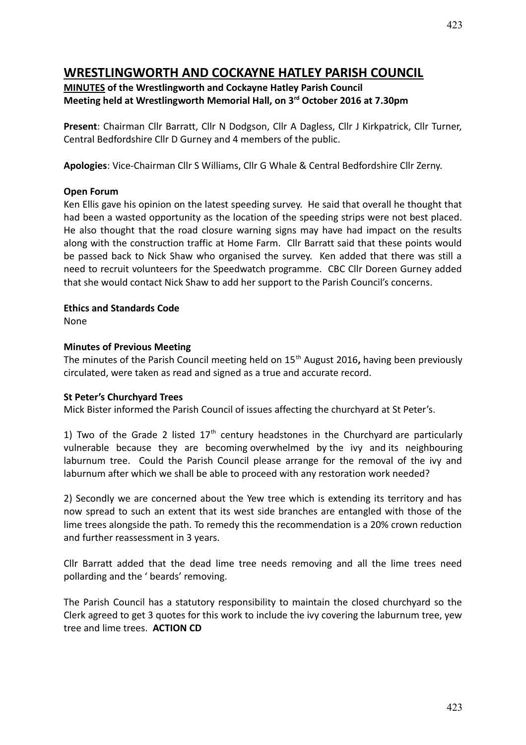# WRESTLINGWORTH AND COCKAYNE HATLEY PARISH COUNCIL

**MINUTES of the Wrestlingworth and Cockayne Hatley Parish Council**
**Meeting held at Wrestlingworth Memorial Hall, on 3rd October 2016 at 7.30pm**

**Present**: Chairman Cllr Barratt, Cllr N Dodgson, Cllr A Dagless, Cllr J Kirkpatrick, Cllr Turner, Central Bedfordshire Cllr D Gurney and 4 members of the public.

**Apologies**: Vice-Chairman Cllr S Williams, Cllr G Whale & Central Bedfordshire Cllr Zerny.

**Open Forum**

Ken Ellis gave his opinion on the latest speeding survey. He said that overall he thought that had been a wasted opportunity as the location of the speeding strips were not best placed. He also thought that the road closure warning signs may have had impact on the results along with the construction traffic at Home Farm. Cllr Barratt said that these points would be passed back to Nick Shaw who organised the survey. Ken added that there was still a need to recruit volunteers for the Speedwatch programme. CBC Cllr Doreen Gurney added that she would contact Nick Shaw to add her support to the Parish Council's concerns.

**Ethics and Standards Code**

None

**Minutes of Previous Meeting**

The minutes of the Parish Council meeting held on 15th August 2016**,** having been previously circulated, were taken as read and signed as a true and accurate record.

**St Peter's Churchyard Trees**

Mick Bister informed the Parish Council of issues affecting the churchyard at St Peter's.

1) Two of the Grade 2 listed 17th century headstones in the Churchyard are particularly vulnerable because they are becoming overwhelmed by the ivy and its neighbouring laburnum tree. Could the Parish Council please arrange for the removal of the ivy and laburnum after which we shall be able to proceed with any restoration work needed?

2) Secondly we are concerned about the Yew tree which is extending its territory and has now spread to such an extent that its west side branches are entangled with those of the lime trees alongside the path. To remedy this the recommendation is a 20% crown reduction and further reassessment in 3 years.

Cllr Barratt added that the dead lime tree needs removing and all the lime trees need pollarding and the ' beards' removing.

The Parish Council has a statutory responsibility to maintain the closed churchyard so the Clerk agreed to get 3 quotes for this work to include the ivy covering the laburnum tree, yew tree and lime trees. **ACTION CD**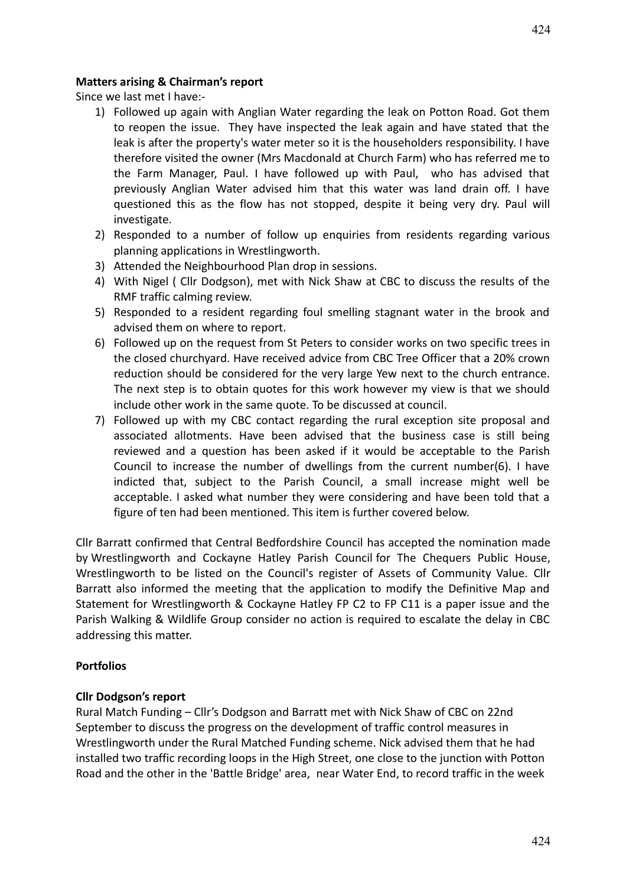**Matters arising & Chairman's report**

Since we last met I have:-

1) Followed up again with Anglian Water regarding the leak on Potton Road. Got them to reopen the issue. They have inspected the leak again and have stated that the leak is after the property's water meter so it is the householders responsibility. I have therefore visited the owner (Mrs Macdonald at Church Farm) who has referred me to the Farm Manager, Paul. I have followed up with Paul, who has advised that previously Anglian Water advised him that this water was land drain off. I have questioned this as the flow has not stopped, despite it being very dry. Paul will investigate.
2) Responded to a number of follow up enquiries from residents regarding various planning applications in Wrestlingworth.
3) Attended the Neighbourhood Plan drop in sessions.
4) With Nigel ( Cllr Dodgson), met with Nick Shaw at CBC to discuss the results of the RMF traffic calming review.
5) Responded to a resident regarding foul smelling stagnant water in the brook and advised them on where to report.
6) Followed up on the request from St Peters to consider works on two specific trees in the closed churchyard. Have received advice from CBC Tree Officer that a 20% crown reduction should be considered for the very large Yew next to the church entrance. The next step is to obtain quotes for this work however my view is that we should include other work in the same quote. To be discussed at council.
7) Followed up with my CBC contact regarding the rural exception site proposal and associated allotments. Have been advised that the business case is still being reviewed and a question has been asked if it would be acceptable to the Parish Council to increase the number of dwellings from the current number(6). I have indicted that, subject to the Parish Council, a small increase might well be acceptable. I asked what number they were considering and have been told that a figure of ten had been mentioned. This item is further covered below.

Cllr Barratt confirmed that Central Bedfordshire Council has accepted the nomination made by Wrestlingworth and Cockayne Hatley Parish Council for The Chequers Public House, Wrestlingworth to be listed on the Council's register of Assets of Community Value. Cllr Barratt also informed the meeting that the application to modify the Definitive Map and Statement for Wrestlingworth & Cockayne Hatley FP C2 to FP C11 is a paper issue and the Parish Walking & Wildlife Group consider no action is required to escalate the delay in CBC addressing this matter.

**Portfolios**

**Cllr Dodgson's report**

Rural Match Funding – Cllr's Dodgson and Barratt met with Nick Shaw of CBC on 22nd September to discuss the progress on the development of traffic control measures in Wrestlingworth under the Rural Matched Funding scheme. Nick advised them that he had installed two traffic recording loops in the High Street, one close to the junction with Potton Road and the other in the 'Battle Bridge' area, near Water End, to record traffic in the week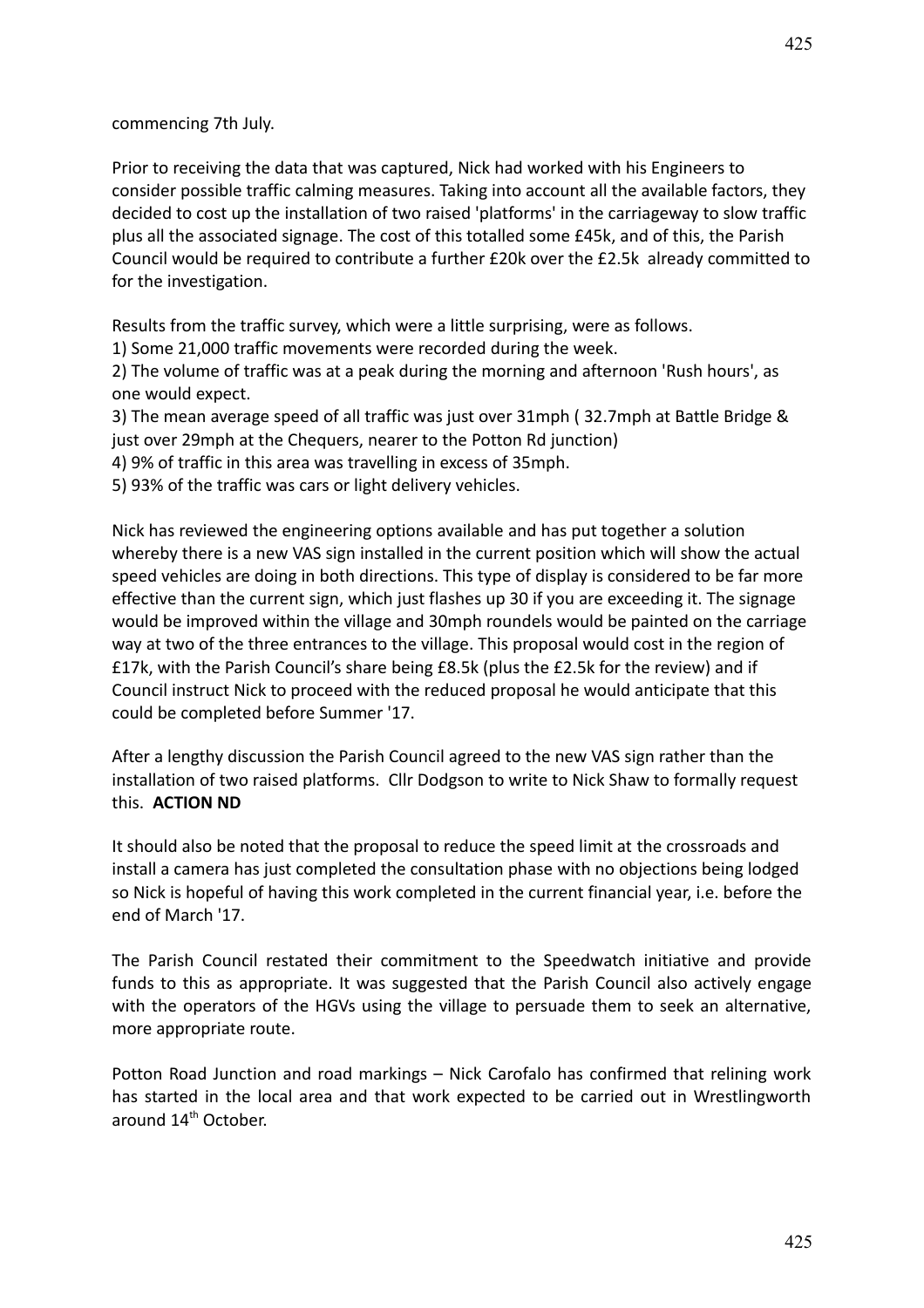commencing 7th July.

Prior to receiving the data that was captured, Nick had worked with his Engineers to consider possible traffic calming measures. Taking into account all the available factors, they decided to cost up the installation of two raised 'platforms' in the carriageway to slow traffic plus all the associated signage. The cost of this totalled some £45k, and of this, the Parish Council would be required to contribute a further £20k over the £2.5k already committed to for the investigation.

Results from the traffic survey, which were a little surprising, were as follows.

1) Some 21,000 traffic movements were recorded during the week.
2) The volume of traffic was at a peak during the morning and afternoon 'Rush hours', as one would expect.
3) The mean average speed of all traffic was just over 31mph ( 32.7mph at Battle Bridge & just over 29mph at the Chequers, nearer to the Potton Rd junction)
4) 9% of traffic in this area was travelling in excess of 35mph.
5) 93% of the traffic was cars or light delivery vehicles.

Nick has reviewed the engineering options available and has put together a solution whereby there is a new VAS sign installed in the current position which will show the actual speed vehicles are doing in both directions. This type of display is considered to be far more effective than the current sign, which just flashes up 30 if you are exceeding it. The signage would be improved within the village and 30mph roundels would be painted on the carriage way at two of the three entrances to the village. This proposal would cost in the region of £17k, with the Parish Council's share being £8.5k (plus the £2.5k for the review) and if Council instruct Nick to proceed with the reduced proposal he would anticipate that this could be completed before Summer '17.

After a lengthy discussion the Parish Council agreed to the new VAS sign rather than the installation of two raised platforms. Cllr Dodgson to write to Nick Shaw to formally request this. **ACTION ND**

It should also be noted that the proposal to reduce the speed limit at the crossroads and install a camera has just completed the consultation phase with no objections being lodged so Nick is hopeful of having this work completed in the current financial year, i.e. before the end of March '17.

The Parish Council restated their commitment to the Speedwatch initiative and provide funds to this as appropriate. It was suggested that the Parish Council also actively engage with the operators of the HGVs using the village to persuade them to seek an alternative, more appropriate route.

Potton Road Junction and road markings – Nick Carofalo has confirmed that relining work has started in the local area and that work expected to be carried out in Wrestlingworth around 14th October.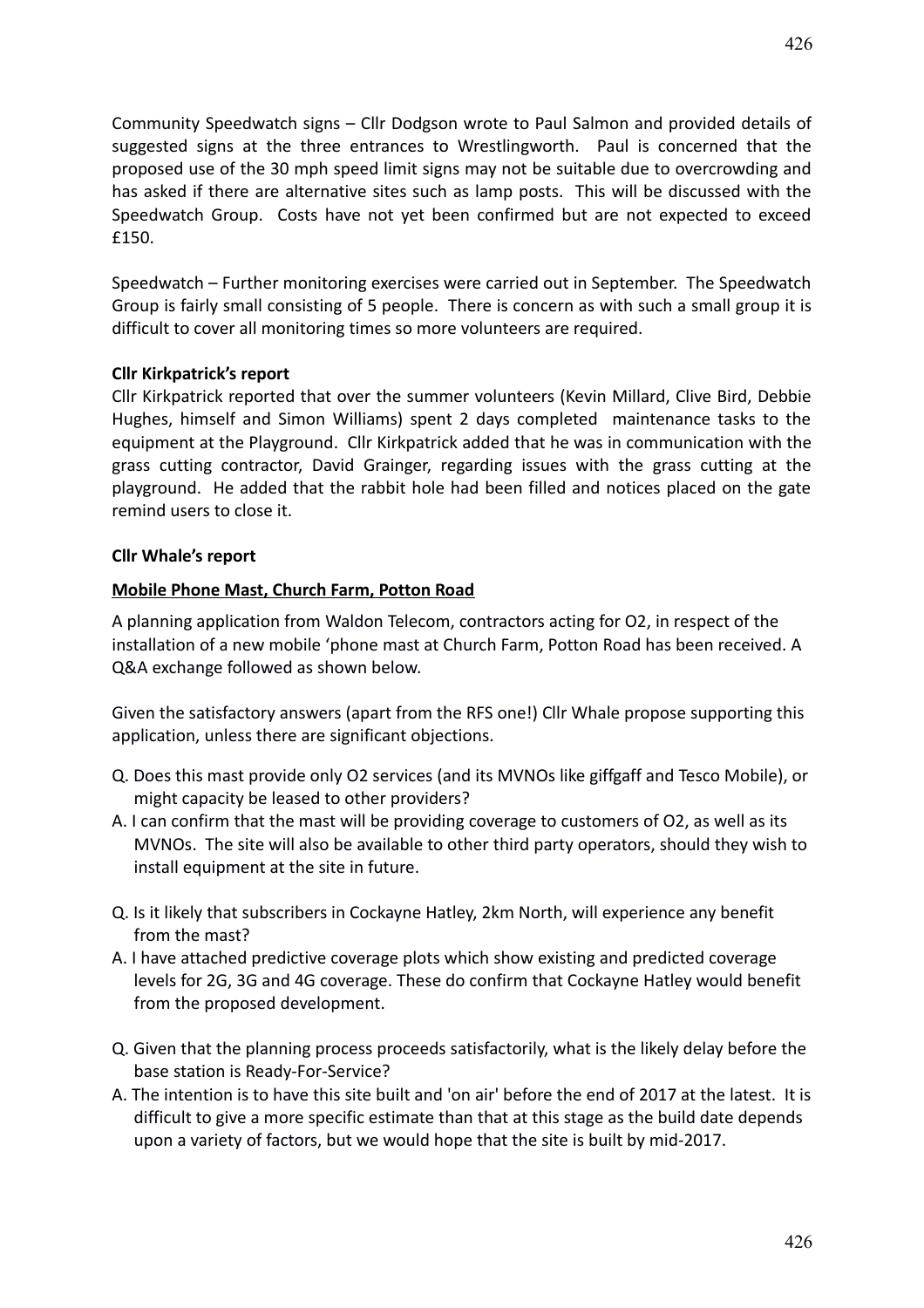Community Speedwatch signs – Cllr Dodgson wrote to Paul Salmon and provided details of suggested signs at the three entrances to Wrestlingworth. Paul is concerned that the proposed use of the 30 mph speed limit signs may not be suitable due to overcrowding and has asked if there are alternative sites such as lamp posts. This will be discussed with the Speedwatch Group. Costs have not yet been confirmed but are not expected to exceed £150.

Speedwatch – Further monitoring exercises were carried out in September. The Speedwatch Group is fairly small consisting of 5 people. There is concern as with such a small group it is difficult to cover all monitoring times so more volunteers are required.

**Cllr Kirkpatrick's report**

Cllr Kirkpatrick reported that over the summer volunteers (Kevin Millard, Clive Bird, Debbie Hughes, himself and Simon Williams) spent 2 days completed maintenance tasks to the equipment at the Playground. Cllr Kirkpatrick added that he was in communication with the grass cutting contractor, David Grainger, regarding issues with the grass cutting at the playground. He added that the rabbit hole had been filled and notices placed on the gate remind users to close it.

**Cllr Whale's report**

**Mobile Phone Mast, Church Farm, Potton Road**

A planning application from Waldon Telecom, contractors acting for O2, in respect of the installation of a new mobile 'phone mast at Church Farm, Potton Road has been received. A Q&A exchange followed as shown below.

Given the satisfactory answers (apart from the RFS one!) Cllr Whale propose supporting this application, unless there are significant objections.

Q. Does this mast provide only O2 services (and its MVNOs like giffgaff and Tesco Mobile), or might capacity be leased to other providers?

A. I can confirm that the mast will be providing coverage to customers of O2, as well as its MVNOs. The site will also be available to other third party operators, should they wish to install equipment at the site in future.

Q. Is it likely that subscribers in Cockayne Hatley, 2km North, will experience any benefit from the mast?

A. I have attached predictive coverage plots which show existing and predicted coverage levels for 2G, 3G and 4G coverage. These do confirm that Cockayne Hatley would benefit from the proposed development.

Q. Given that the planning process proceeds satisfactorily, what is the likely delay before the base station is Ready-For-Service?

A. The intention is to have this site built and 'on air' before the end of 2017 at the latest. It is difficult to give a more specific estimate than that at this stage as the build date depends upon a variety of factors, but we would hope that the site is built by mid-2017.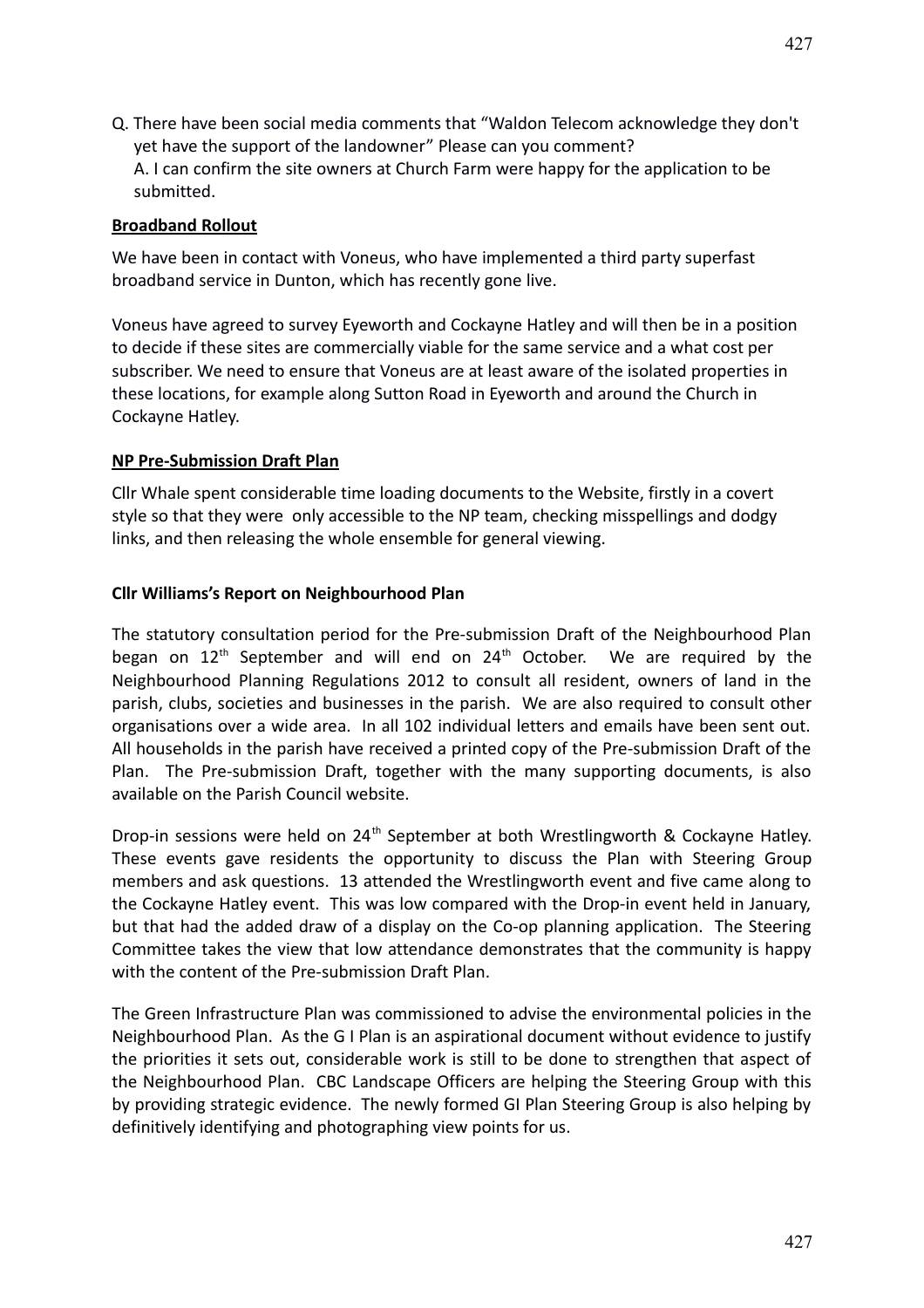Q. There have been social media comments that "Waldon Telecom acknowledge they don't yet have the support of the landowner" Please can you comment?
A. I can confirm the site owners at Church Farm were happy for the application to be submitted.

**Broadband Rollout**

We have been in contact with Voneus, who have implemented a third party superfast broadband service in Dunton, which has recently gone live.

Voneus have agreed to survey Eyeworth and Cockayne Hatley and will then be in a position to decide if these sites are commercially viable for the same service and a what cost per subscriber. We need to ensure that Voneus are at least aware of the isolated properties in these locations, for example along Sutton Road in Eyeworth and around the Church in Cockayne Hatley.

**NP Pre-Submission Draft Plan**

Cllr Whale spent considerable time loading documents to the Website, firstly in a covert style so that they were only accessible to the NP team, checking misspellings and dodgy links, and then releasing the whole ensemble for general viewing.

**Cllr Williams's Report on Neighbourhood Plan**

The statutory consultation period for the Pre-submission Draft of the Neighbourhood Plan began on 12th September and will end on 24th October. We are required by the Neighbourhood Planning Regulations 2012 to consult all resident, owners of land in the parish, clubs, societies and businesses in the parish. We are also required to consult other organisations over a wide area. In all 102 individual letters and emails have been sent out. All households in the parish have received a printed copy of the Pre-submission Draft of the Plan. The Pre-submission Draft, together with the many supporting documents, is also available on the Parish Council website.

Drop-in sessions were held on 24th September at both Wrestlingworth & Cockayne Hatley. These events gave residents the opportunity to discuss the Plan with Steering Group members and ask questions. 13 attended the Wrestlingworth event and five came along to the Cockayne Hatley event. This was low compared with the Drop-in event held in January, but that had the added draw of a display on the Co-op planning application. The Steering Committee takes the view that low attendance demonstrates that the community is happy with the content of the Pre-submission Draft Plan.

The Green Infrastructure Plan was commissioned to advise the environmental policies in the Neighbourhood Plan. As the G I Plan is an aspirational document without evidence to justify the priorities it sets out, considerable work is still to be done to strengthen that aspect of the Neighbourhood Plan. CBC Landscape Officers are helping the Steering Group with this by providing strategic evidence. The newly formed GI Plan Steering Group is also helping by definitively identifying and photographing view points for us.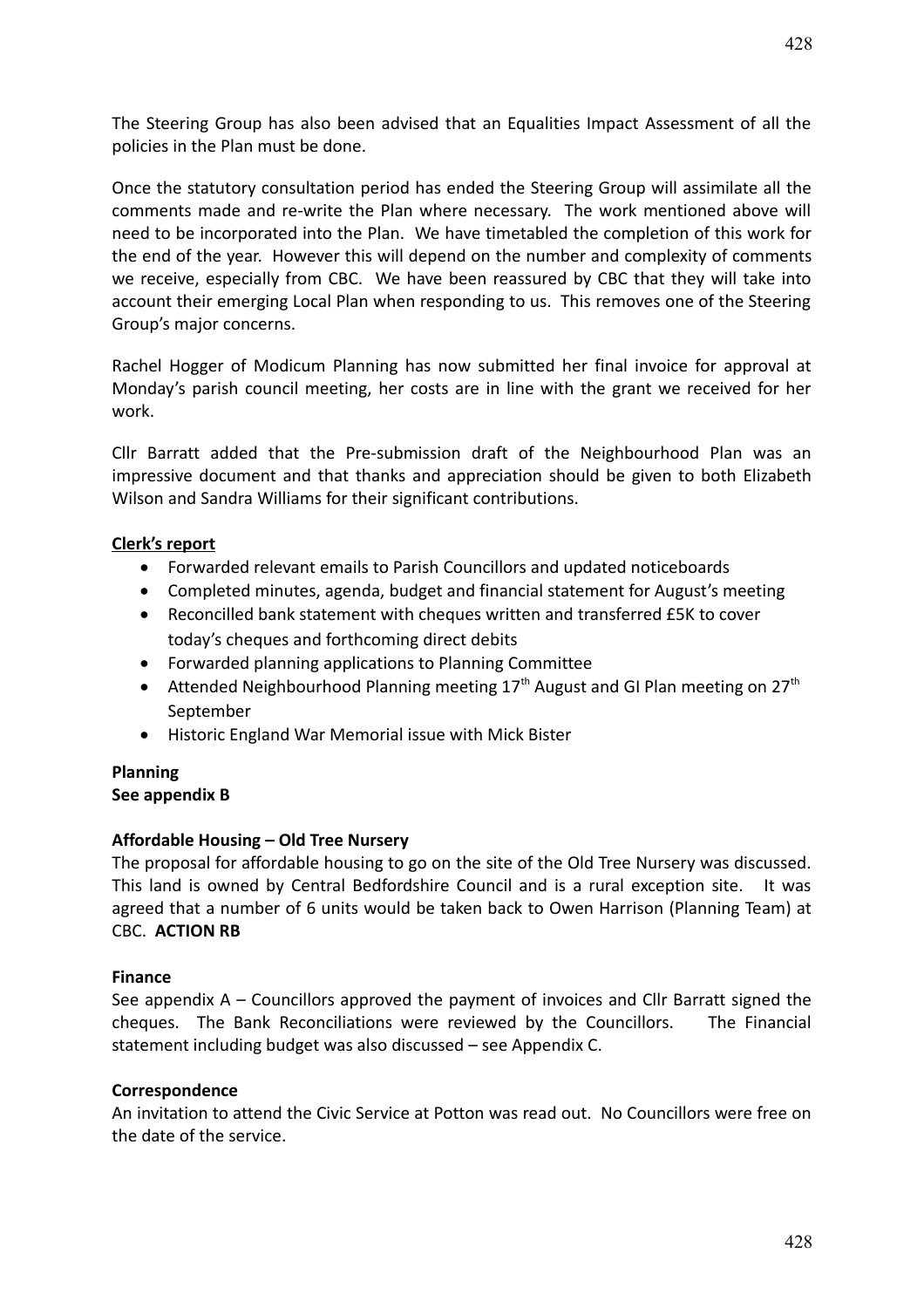The Steering Group has also been advised that an Equalities Impact Assessment of all the policies in the Plan must be done.

Once the statutory consultation period has ended the Steering Group will assimilate all the comments made and re-write the Plan where necessary. The work mentioned above will need to be incorporated into the Plan. We have timetabled the completion of this work for the end of the year. However this will depend on the number and complexity of comments we receive, especially from CBC. We have been reassured by CBC that they will take into account their emerging Local Plan when responding to us. This removes one of the Steering Group's major concerns.

Rachel Hogger of Modicum Planning has now submitted her final invoice for approval at Monday's parish council meeting, her costs are in line with the grant we received for her work.

Cllr Barratt added that the Pre-submission draft of the Neighbourhood Plan was an impressive document and that thanks and appreciation should be given to both Elizabeth Wilson and Sandra Williams for their significant contributions.

**Clerk's report**

- Forwarded relevant emails to Parish Councillors and updated noticeboards
- Completed minutes, agenda, budget and financial statement for August's meeting
- Reconcilled bank statement with cheques written and transferred £5K to cover today's cheques and forthcoming direct debits
- Forwarded planning applications to Planning Committee
- Attended Neighbourhood Planning meeting 17th August and GI Plan meeting on 27th September
- Historic England War Memorial issue with Mick Bister

**Planning**
**See appendix B**

**Affordable Housing – Old Tree Nursery**

The proposal for affordable housing to go on the site of the Old Tree Nursery was discussed. This land is owned by Central Bedfordshire Council and is a rural exception site. It was agreed that a number of 6 units would be taken back to Owen Harrison (Planning Team) at CBC. **ACTION RB**

**Finance**

See appendix A – Councillors approved the payment of invoices and Cllr Barratt signed the cheques. The Bank Reconciliations were reviewed by the Councillors. The Financial statement including budget was also discussed – see Appendix C.

**Correspondence**

An invitation to attend the Civic Service at Potton was read out. No Councillors were free on the date of the service.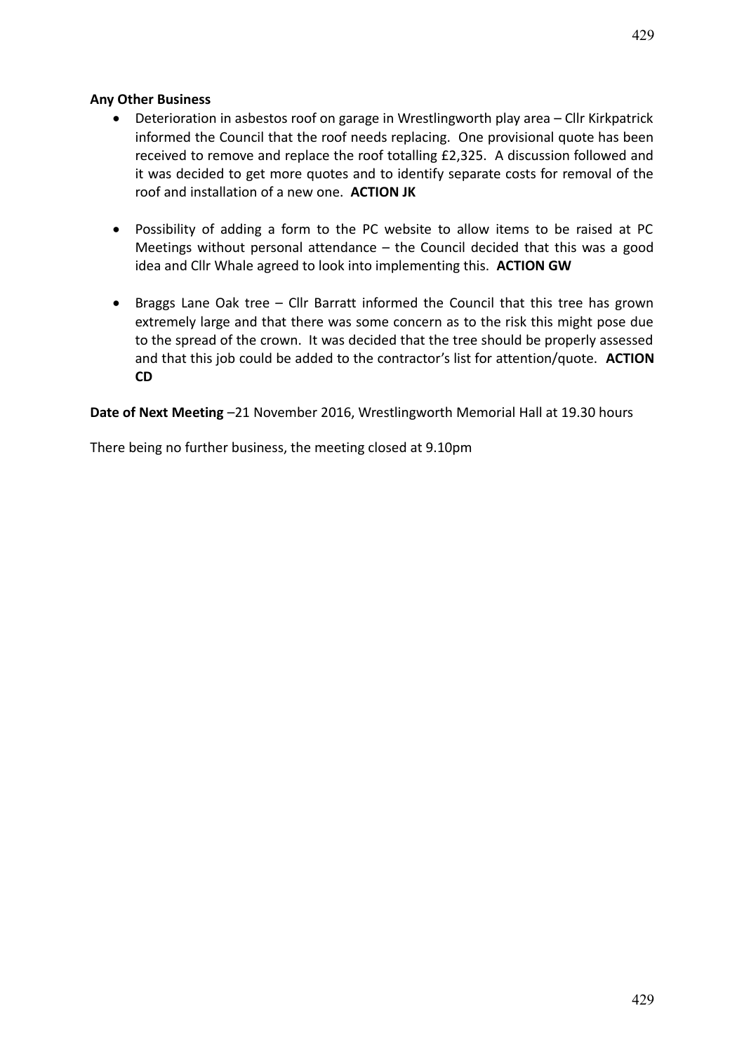**Any Other Business**

- Deterioration in asbestos roof on garage in Wrestlingworth play area – Cllr Kirkpatrick informed the Council that the roof needs replacing. One provisional quote has been received to remove and replace the roof totalling £2,325. A discussion followed and it was decided to get more quotes and to identify separate costs for removal of the roof and installation of a new one. **ACTION JK**

- Possibility of adding a form to the PC website to allow items to be raised at PC Meetings without personal attendance – the Council decided that this was a good idea and Cllr Whale agreed to look into implementing this. **ACTION GW**

- Braggs Lane Oak tree – Cllr Barratt informed the Council that this tree has grown extremely large and that there was some concern as to the risk this might pose due to the spread of the crown. It was decided that the tree should be properly assessed and that this job could be added to the contractor's list for attention/quote. **ACTION CD**

**Date of Next Meeting** –21 November 2016, Wrestlingworth Memorial Hall at 19.30 hours

There being no further business, the meeting closed at 9.10pm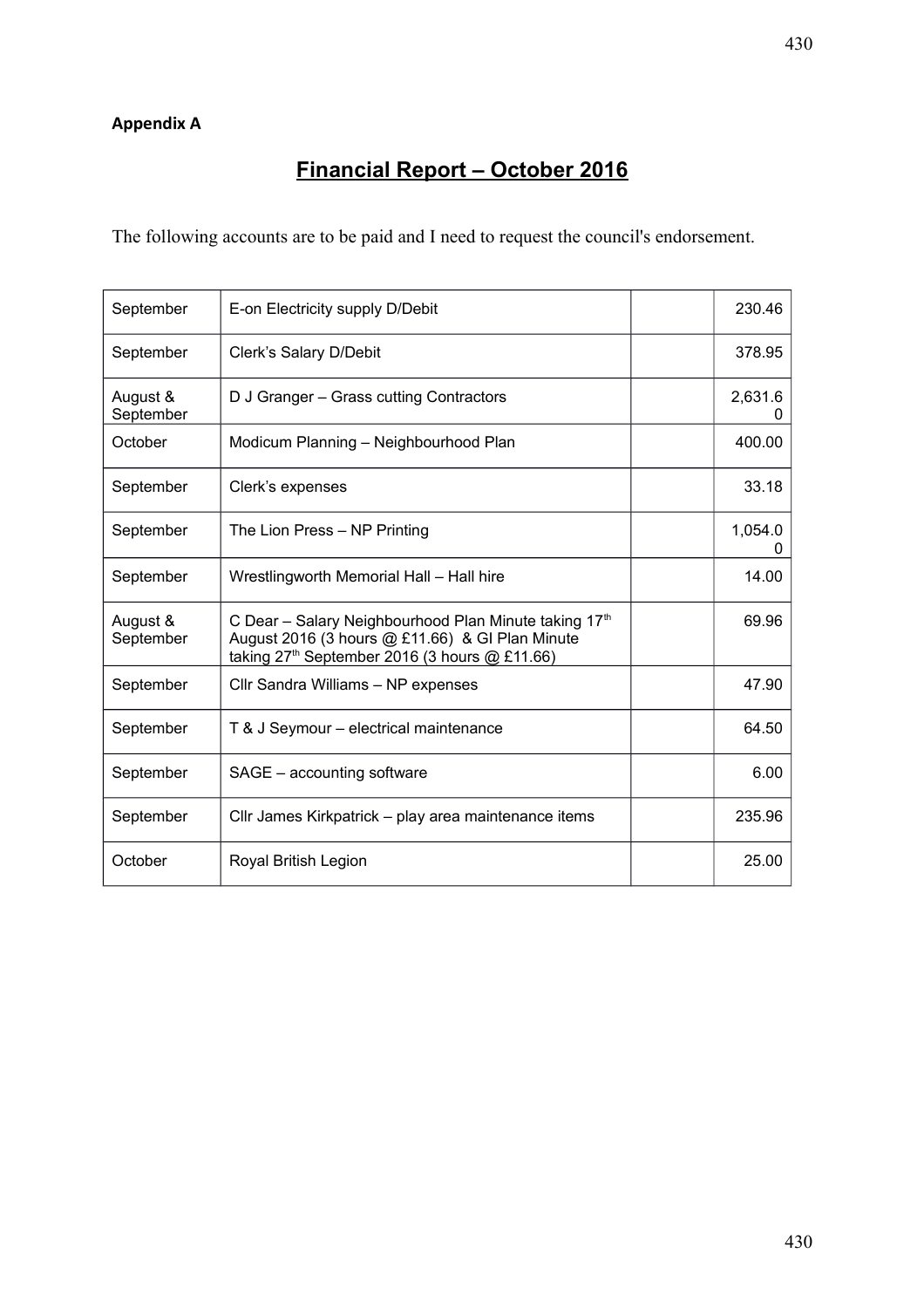**Appendix A**

# Financial Report – October 2016

The following accounts are to be paid and I need to request the council's endorsement.

| | | | |
|---|---|---|---|
| September | E-on Electricity supply D/Debit | | 230.46 |
| September | Clerk's Salary D/Debit | | 378.95 |
| August & September | D J Granger – Grass cutting Contractors | | 2,631.60 |
| October | Modicum Planning – Neighbourhood Plan | | 400.00 |
| September | Clerk's expenses | | 33.18 |
| September | The Lion Press – NP Printing | | 1,054.00 |
| September | Wrestlingworth Memorial Hall – Hall hire | | 14.00 |
| August & September | C Dear – Salary Neighbourhood Plan Minute taking 17th August 2016 (3 hours @ £11.66) & GI Plan Minute taking 27th September 2016 (3 hours @ £11.66) | | 69.96 |
| September | Cllr Sandra Williams – NP expenses | | 47.90 |
| September | T & J Seymour – electrical maintenance | | 64.50 |
| September | SAGE – accounting software | | 6.00 |
| September | Cllr James Kirkpatrick – play area maintenance items | | 235.96 |
| October | Royal British Legion | | 25.00 |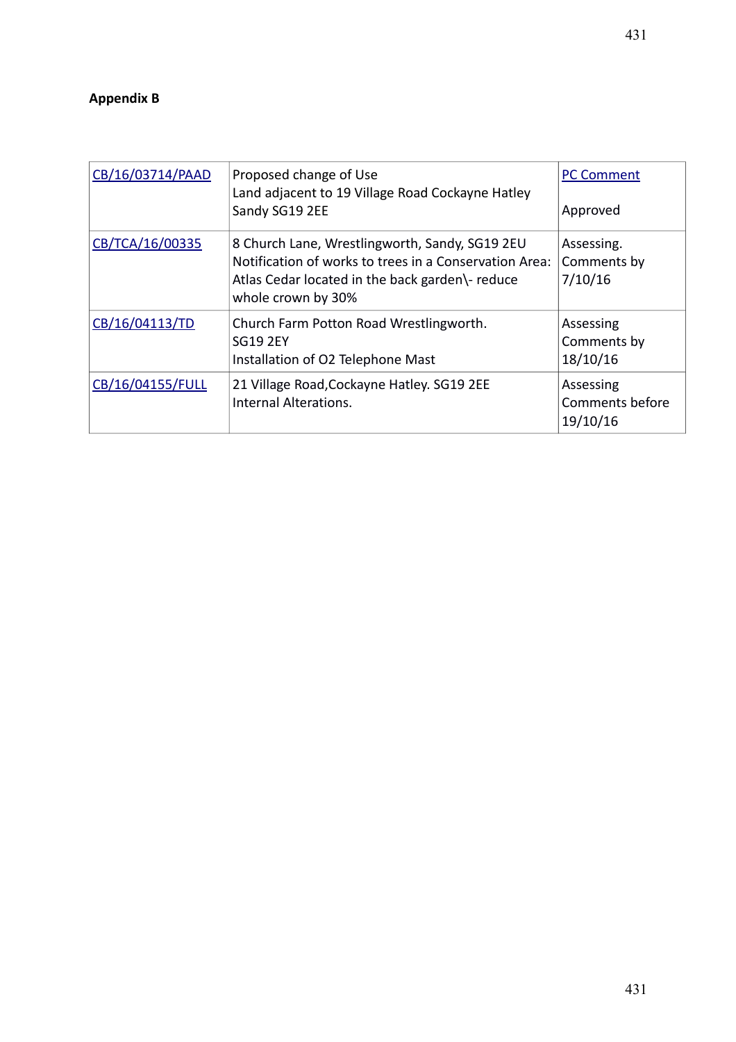**Appendix B**

| | | |
|---|---|---|
| CB/16/03714/PAAD | Proposed change of Use<br>Land adjacent to 19 Village Road Cockayne Hatley Sandy SG19 2EE | PC Comment<br><br>Approved |
| CB/TCA/16/00335 | 8 Church Lane, Wrestlingworth, Sandy, SG19 2EU<br>Notification of works to trees in a Conservation Area: Atlas Cedar located in the back garden\- reduce whole crown by 30% | Assessing.<br>Comments by 7/10/16 |
| CB/16/04113/TD | Church Farm Potton Road Wrestlingworth. SG19 2EY<br>Installation of O2 Telephone Mast | Assessing<br>Comments by 18/10/16 |
| CB/16/04155/FULL | 21 Village Road,Cockayne Hatley. SG19 2EE<br>Internal Alterations. | Assessing<br>Comments before 19/10/16 |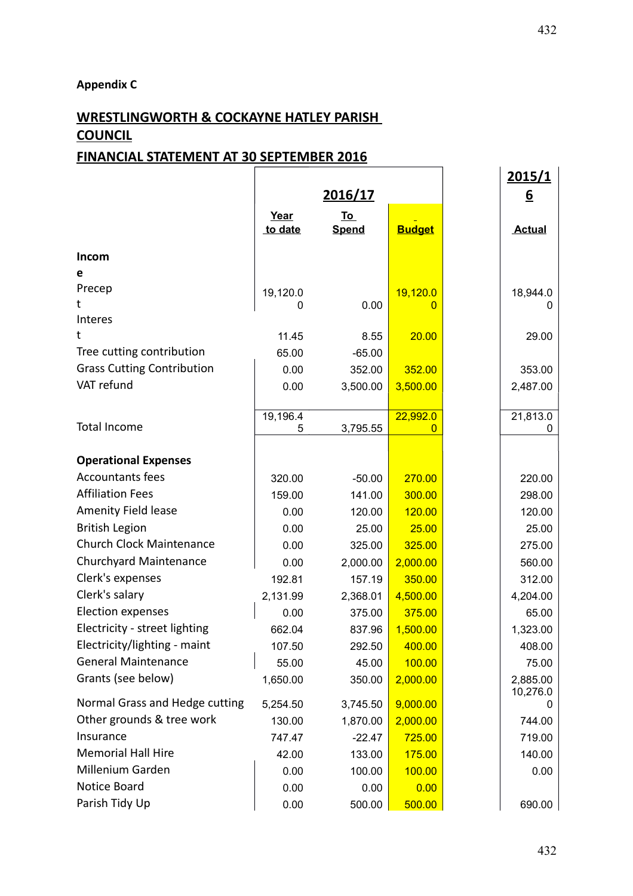**Appendix C**

## WRESTLINGWORTH & COCKAYNE HATLEY PARISH COUNCIL

## FINANCIAL STATEMENT AT 30 SEPTEMBER 2016

| | 2016/17 | | | 2015/16 |
|---|---|---|---|---|
| | Year to date | To Spend | Budget | Actual |
| **Income** | | | | |
| Precept | 19,120.00 | 0.00 | 19,120.00 | 18,944.00 |
| Interest | 11.45 | 8.55 | 20.00 | 29.00 |
| Tree cutting contribution | 65.00 | -65.00 | | |
| Grass Cutting Contribution | 0.00 | 352.00 | 352.00 | 353.00 |
| VAT refund | 0.00 | 3,500.00 | 3,500.00 | 2,487.00 |
| Total Income | 19,196.45 | 3,795.55 | 22,992.00 | 21,813.00 |
| **Operational Expenses** | | | | |
| Accountants fees | 320.00 | -50.00 | 270.00 | 220.00 |
| Affiliation Fees | 159.00 | 141.00 | 300.00 | 298.00 |
| Amenity Field lease | 0.00 | 120.00 | 120.00 | 120.00 |
| British Legion | 0.00 | 25.00 | 25.00 | 25.00 |
| Church Clock Maintenance | 0.00 | 325.00 | 325.00 | 275.00 |
| Churchyard Maintenance | 0.00 | 2,000.00 | 2,000.00 | 560.00 |
| Clerk's expenses | 192.81 | 157.19 | 350.00 | 312.00 |
| Clerk's salary | 2,131.99 | 2,368.01 | 4,500.00 | 4,204.00 |
| Election expenses | 0.00 | 375.00 | 375.00 | 65.00 |
| Electricity - street lighting | 662.04 | 837.96 | 1,500.00 | 1,323.00 |
| Electricity/lighting - maint | 107.50 | 292.50 | 400.00 | 408.00 |
| General Maintenance | 55.00 | 45.00 | 100.00 | 75.00 |
| Grants (see below) | 1,650.00 | 350.00 | 2,000.00 | 2,885.00 |
| Normal Grass and Hedge cutting | 5,254.50 | 3,745.50 | 9,000.00 | 10,276.00 |
| Other grounds & tree work | 130.00 | 1,870.00 | 2,000.00 | 744.00 |
| Insurance | 747.47 | -22.47 | 725.00 | 719.00 |
| Memorial Hall Hire | 42.00 | 133.00 | 175.00 | 140.00 |
| Millenium Garden | 0.00 | 100.00 | 100.00 | 0.00 |
| Notice Board | 0.00 | 0.00 | 0.00 | |
| Parish Tidy Up | 0.00 | 500.00 | 500.00 | 690.00 |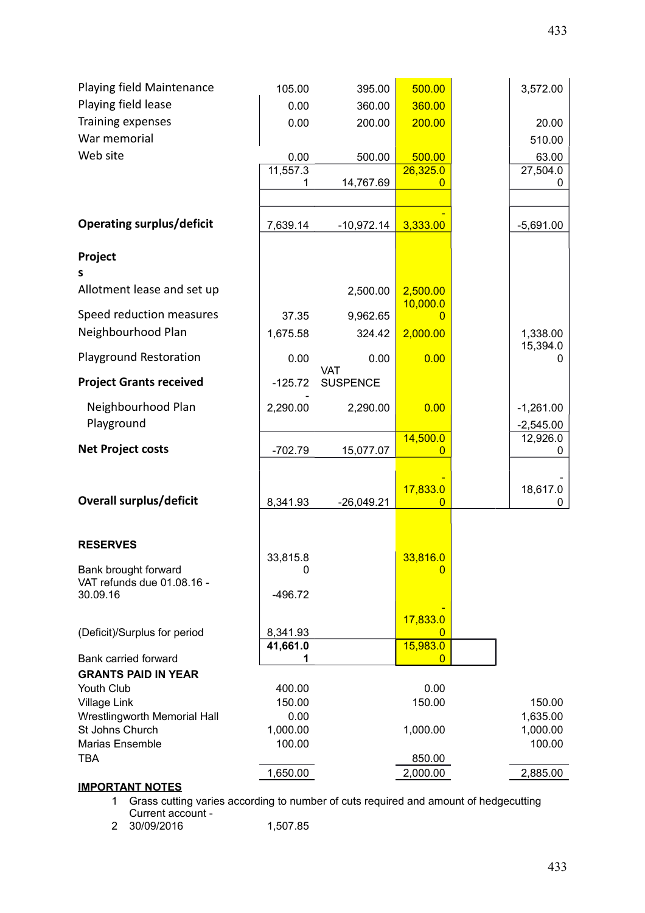| | | | | | |
|---|---|---|---|---|---|
| Playing field Maintenance | 105.00 | 395.00 | 500.00 | | 3,572.00 |
| Playing field lease | 0.00 | 360.00 | 360.00 | | |
| Training expenses | 0.00 | 200.00 | 200.00 | | 20.00 |
| War memorial | | | | | 510.00 |
| Web site | 0.00 | 500.00 | 500.00 | | 63.00 |
| | 11,557.31 | 14,767.69 | 26,325.00 | | 27,504.00 |
| | | | | | |
| **Operating surplus/deficit** | 7,639.14 | -10,972.14 | -3,333.00 | | -5,691.00 |
| | | | | | |
| **Projects** | | | | | |
| Allotment lease and set up | | 2,500.00 | 2,500.00 | | |
| Speed reduction measures | 37.35 | 9,962.65 | 10,000.00 | | |
| Neighbourhood Plan | 1,675.58 | 324.42 | 2,000.00 | | 1,338.00 |
| Playground Restoration | 0.00 | 0.00 | 0.00 | | 15,394.00 |
| **Project Grants received** | -125.72 | VAT SUSPENCE | | | |
| Neighbourhood Plan | -2,290.00 | 2,290.00 | 0.00 | | -1,261.00 |
| Playground | | | | | -2,545.00 |
| **Net Project costs** | -702.79 | 15,077.07 | 14,500.00 | | 12,926.00 |
| | | | | | |
| **Overall surplus/deficit** | 8,341.93 | -26,049.21 | -17,833.00 | | -18,617.00 |
| | | | | | |
| **RESERVES** | | | | | |
| Bank brought forward | 33,815.80 | | 33,816.00 | | |
| VAT refunds due 01.08.16 - 30.09.16 | -496.72 | | | | |
| (Deficit)/Surplus for period | 8,341.93 | | -17,833.00 | | |
| Bank carried forward | **41,661.01** | | 15,983.00 | | |
| **GRANTS PAID IN YEAR** | | | | | |
| Youth Club | 400.00 | | 0.00 | | |
| Village Link | 150.00 | | 150.00 | | 150.00 |
| Wrestlingworth Memorial Hall | 0.00 | | | | 1,635.00 |
| St Johns Church | 1,000.00 | | 1,000.00 | | 1,000.00 |
| Marias Ensemble | 100.00 | | | | 100.00 |
| TBA | | | 850.00 | | |
| | 1,650.00 | | 2,000.00 | | 2,885.00 |

**IMPORTANT NOTES**

1. Grass cutting varies according to number of cuts required and amount of hedgecutting
2. Current account - 30/09/2016 1,507.85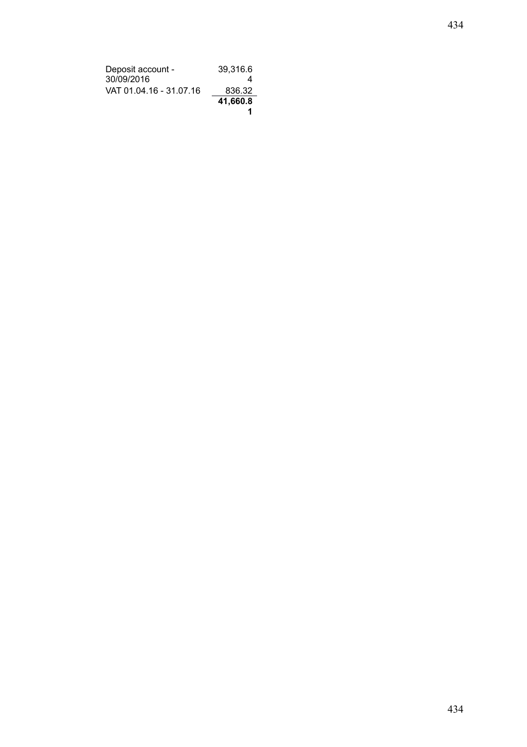| | |
|---|---|
| Deposit account - 30/09/2016 | 39,316.64 |
| VAT 01.04.16 - 31.07.16 | 836.32 |
| | **41,660.81** |